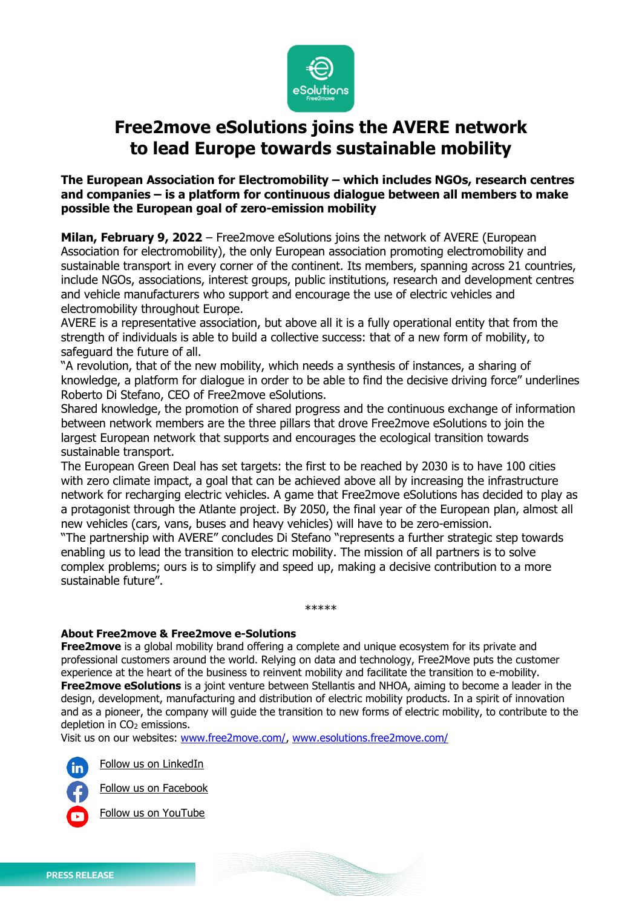# Free2move eSolutions joins the AVERE network to lead Europe towards sustainable mobility

**The European Association for Electromobility – which includes NGOs, research centres and companies – is a platform for continuous dialogue between all members to make possible the European goal of zero-emission mobility**

**Milan, February 9, 2022** – Free2move eSolutions joins the network of AVERE (European Association for electromobility), the only European association promoting electromobility and sustainable transport in every corner of the continent. Its members, spanning across 21 countries, include NGOs, associations, interest groups, public institutions, research and development centres and vehicle manufacturers who support and encourage the use of electric vehicles and electromobility throughout Europe.

AVERE is a representative association, but above all it is a fully operational entity that from the strength of individuals is able to build a collective success: that of a new form of mobility, to safeguard the future of all.

"A revolution, that of the new mobility, which needs a synthesis of instances, a sharing of knowledge, a platform for dialogue in order to be able to find the decisive driving force" underlines Roberto Di Stefano, CEO of Free2move eSolutions.

Shared knowledge, the promotion of shared progress and the continuous exchange of information between network members are the three pillars that drove Free2move eSolutions to join the largest European network that supports and encourages the ecological transition towards sustainable transport.

The European Green Deal has set targets: the first to be reached by 2030 is to have 100 cities with zero climate impact, a goal that can be achieved above all by increasing the infrastructure network for recharging electric vehicles. A game that Free2move eSolutions has decided to play as a protagonist through the Atlante project. By 2050, the final year of the European plan, almost all new vehicles (cars, vans, buses and heavy vehicles) will have to be zero-emission.

"The partnership with AVERE" concludes Di Stefano "represents a further strategic step towards enabling us to lead the transition to electric mobility. The mission of all partners is to solve complex problems; ours is to simplify and speed up, making a decisive contribution to a more sustainable future".

*****

**About Free2move & Free2move e-Solutions**

**Free2move** is a global mobility brand offering a complete and unique ecosystem for its private and professional customers around the world. Relying on data and technology, Free2Move puts the customer experience at the heart of the business to reinvent mobility and facilitate the transition to e-mobility.

**Free2move eSolutions** is a joint venture between Stellantis and NHOA, aiming to become a leader in the design, development, manufacturing and distribution of electric mobility products. In a spirit of innovation and as a pioneer, the company will guide the transition to new forms of electric mobility, to contribute to the depletion in $CO_2$ emissions.

Visit us on our websites: www.free2move.com/, www.esolutions.free2move.com/

Follow us on LinkedIn

Follow us on Facebook

Follow us on YouTube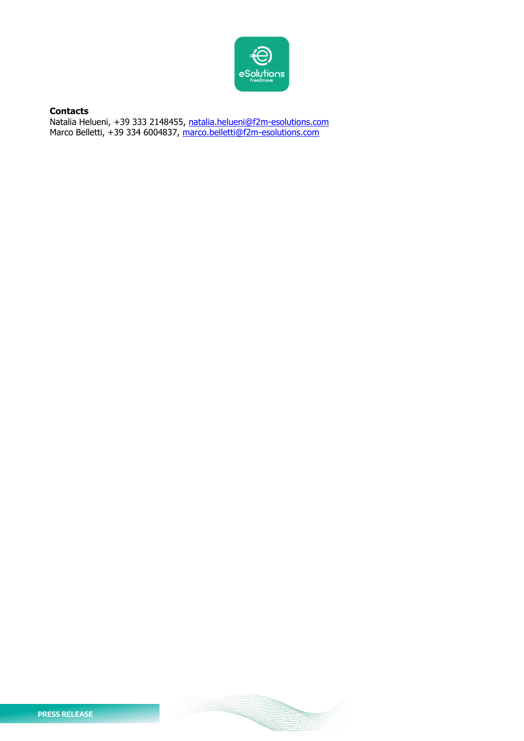**Contacts**

Natalia Helueni, +39 333 2148455, natalia.helueni@f2m-esolutions.com
Marco Belletti, +39 334 6004837, marco.belletti@f2m-esolutions.com